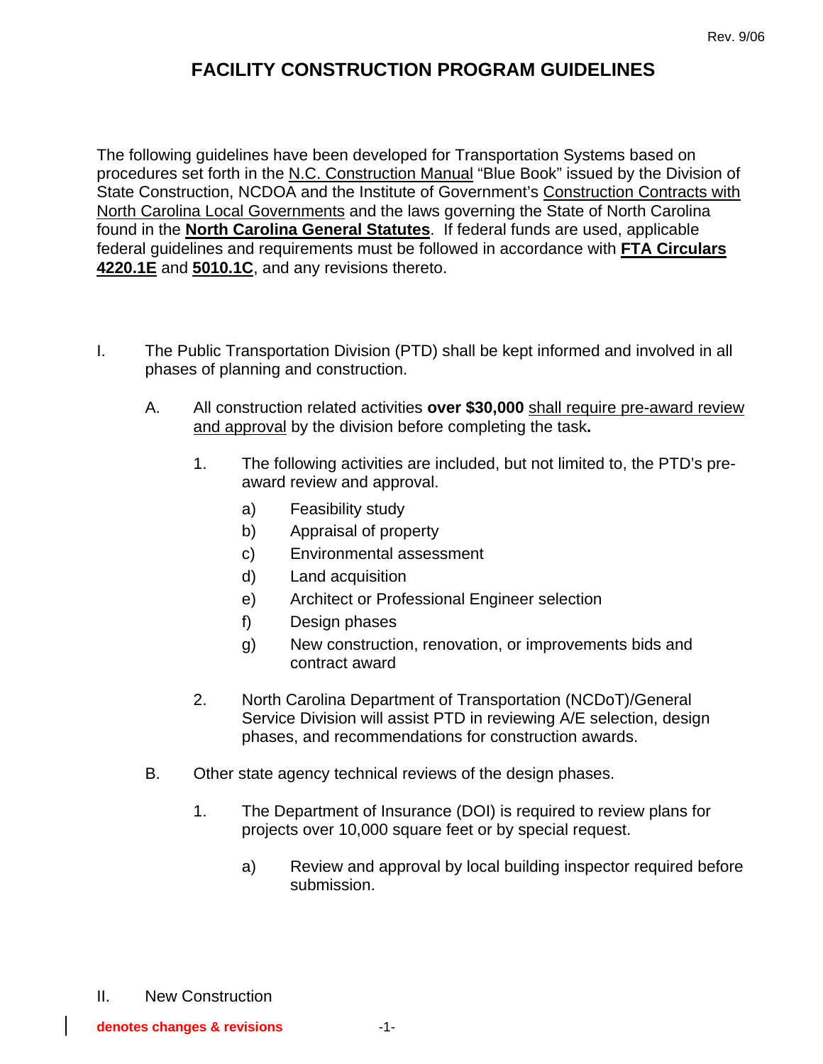# FACILITY CONSTRUCTION PROGRAM GUIDELINES

The following guidelines have been developed for Transportation Systems based on procedures set forth in the N.C. Construction Manual "Blue Book" issued by the Division of State Construction, NCDOA and the Institute of Government's Construction Contracts with North Carolina Local Governments and the laws governing the State of North Carolina found in the **North Carolina General Statutes**. If federal funds are used, applicable federal guidelines and requirements must be followed in accordance with **FTA Circulars 4220.1E** and **5010.1C**, and any revisions thereto.

I. The Public Transportation Division (PTD) shall be kept informed and involved in all phases of planning and construction.

   A. All construction related activities **over $30,000** shall require pre-award review and approval by the division before completing the task**.**

      1. The following activities are included, but not limited to, the PTD's pre-award review and approval.

         a) Feasibility study
         b) Appraisal of property
         c) Environmental assessment
         d) Land acquisition
         e) Architect or Professional Engineer selection
         f) Design phases
         g) New construction, renovation, or improvements bids and contract award

      2. North Carolina Department of Transportation (NCDoT)/General Service Division will assist PTD in reviewing A/E selection, design phases, and recommendations for construction awards.

   B. Other state agency technical reviews of the design phases.

      1. The Department of Insurance (DOI) is required to review plans for projects over 10,000 square feet or by special request.

         a) Review and approval by local building inspector required before submission.

II. New Construction

**denotes changes & revisions**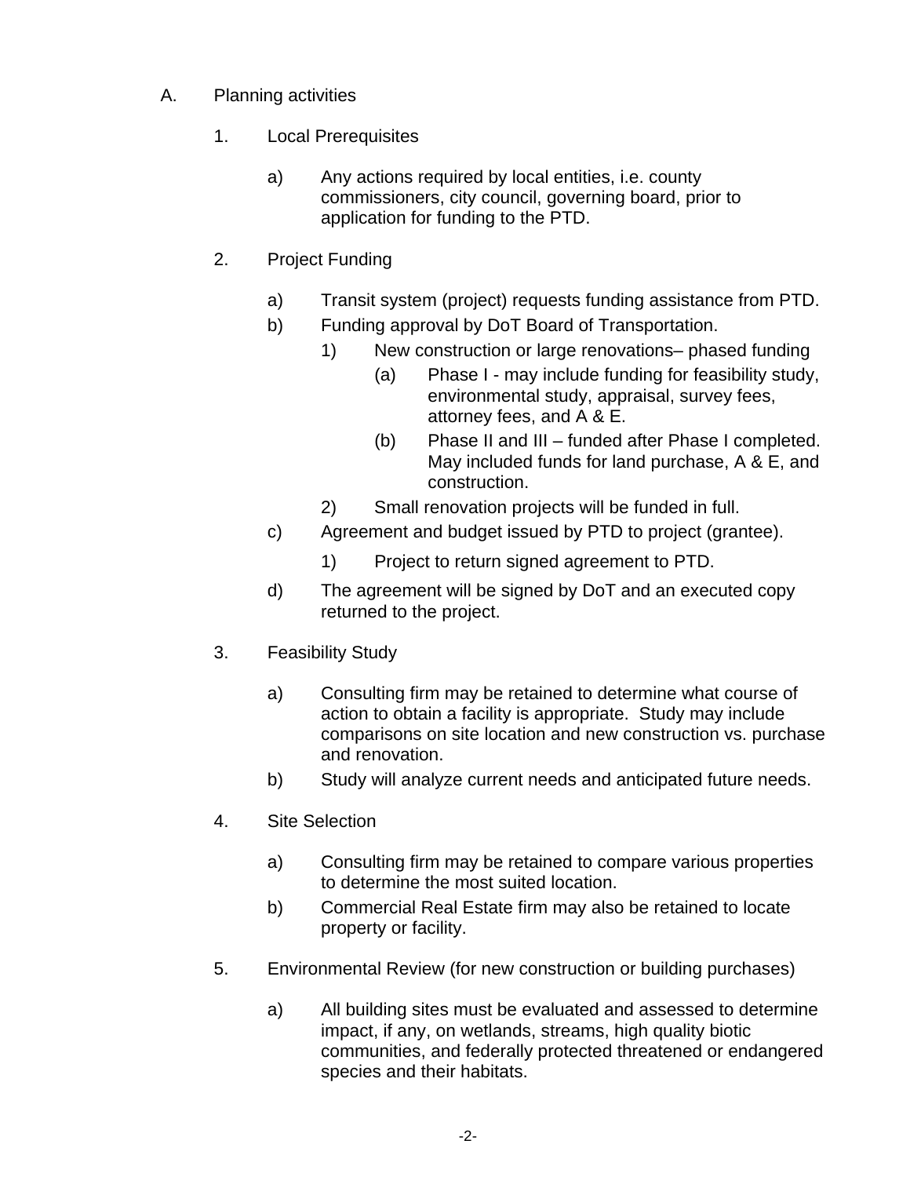A. Planning activities

1. Local Prerequisites

   a) Any actions required by local entities, i.e. county commissioners, city council, governing board, prior to application for funding to the PTD.

2. Project Funding

   a) Transit system (project) requests funding assistance from PTD.
   b) Funding approval by DoT Board of Transportation.
      1) New construction or large renovations– phased funding
         (a) Phase I - may include funding for feasibility study, environmental study, appraisal, survey fees, attorney fees, and A & E.
         (b) Phase II and III – funded after Phase I completed. May included funds for land purchase, A & E, and construction.
      2) Small renovation projects will be funded in full.
   c) Agreement and budget issued by PTD to project (grantee).
      1) Project to return signed agreement to PTD.
   d) The agreement will be signed by DoT and an executed copy returned to the project.

3. Feasibility Study

   a) Consulting firm may be retained to determine what course of action to obtain a facility is appropriate. Study may include comparisons on site location and new construction vs. purchase and renovation.
   b) Study will analyze current needs and anticipated future needs.

4. Site Selection

   a) Consulting firm may be retained to compare various properties to determine the most suited location.
   b) Commercial Real Estate firm may also be retained to locate property or facility.

5. Environmental Review (for new construction or building purchases)

   a) All building sites must be evaluated and assessed to determine impact, if any, on wetlands, streams, high quality biotic communities, and federally protected threatened or endangered species and their habitats.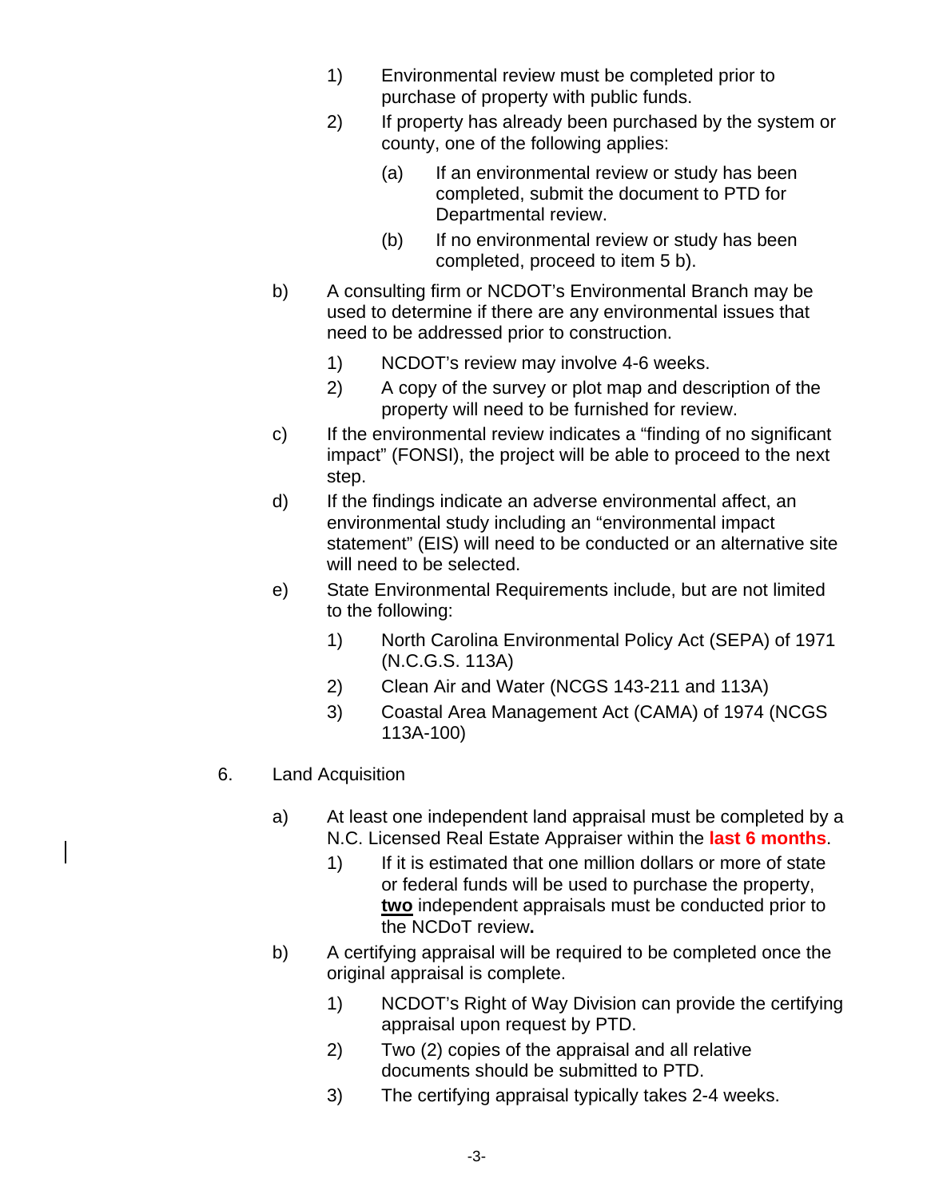1) Environmental review must be completed prior to purchase of property with public funds.

2) If property has already been purchased by the system or county, one of the following applies:

   (a) If an environmental review or study has been completed, submit the document to PTD for Departmental review.

   (b) If no environmental review or study has been completed, proceed to item 5 b).

b) A consulting firm or NCDOT's Environmental Branch may be used to determine if there are any environmental issues that need to be addressed prior to construction.

   1) NCDOT's review may involve 4-6 weeks.

   2) A copy of the survey or plot map and description of the property will need to be furnished for review.

c) If the environmental review indicates a "finding of no significant impact" (FONSI), the project will be able to proceed to the next step.

d) If the findings indicate an adverse environmental affect, an environmental study including an "environmental impact statement" (EIS) will need to be conducted or an alternative site will need to be selected.

e) State Environmental Requirements include, but are not limited to the following:

   1) North Carolina Environmental Policy Act (SEPA) of 1971 (N.C.G.S. 113A)

   2) Clean Air and Water (NCGS 143-211 and 113A)

   3) Coastal Area Management Act (CAMA) of 1974 (NCGS 113A-100)

6. Land Acquisition

a) At least one independent land appraisal must be completed by a N.C. Licensed Real Estate Appraiser within the **last 6 months**.

   1) If it is estimated that one million dollars or more of state or federal funds will be used to purchase the property, **two** independent appraisals must be conducted prior to the NCDoT review.

b) A certifying appraisal will be required to be completed once the original appraisal is complete.

   1) NCDOT's Right of Way Division can provide the certifying appraisal upon request by PTD.

   2) Two (2) copies of the appraisal and all relative documents should be submitted to PTD.

   3) The certifying appraisal typically takes 2-4 weeks.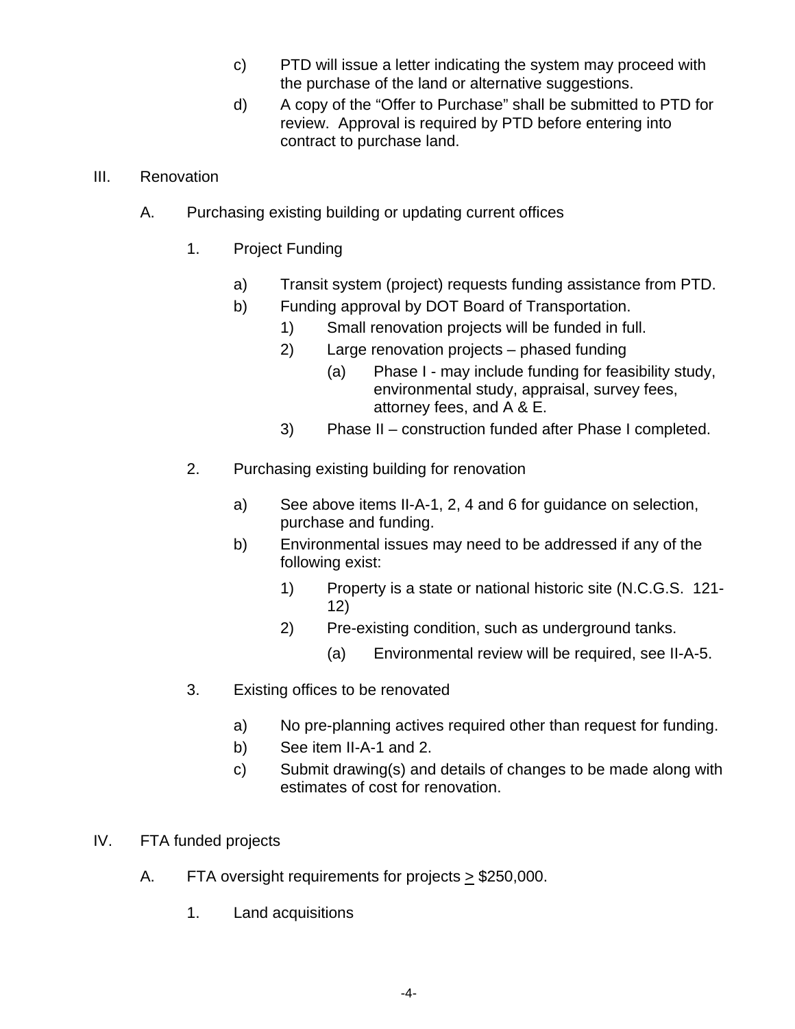c) PTD will issue a letter indicating the system may proceed with the purchase of the land or alternative suggestions.

d) A copy of the "Offer to Purchase" shall be submitted to PTD for review. Approval is required by PTD before entering into contract to purchase land.

III. Renovation

A. Purchasing existing building or updating current offices

1. Project Funding

a) Transit system (project) requests funding assistance from PTD.

b) Funding approval by DOT Board of Transportation.

1) Small renovation projects will be funded in full.

2) Large renovation projects – phased funding

(a) Phase I - may include funding for feasibility study, environmental study, appraisal, survey fees, attorney fees, and A & E.

3) Phase II – construction funded after Phase I completed.

2. Purchasing existing building for renovation

a) See above items II-A-1, 2, 4 and 6 for guidance on selection, purchase and funding.

b) Environmental issues may need to be addressed if any of the following exist:

1) Property is a state or national historic site (N.C.G.S. 121-12)

2) Pre-existing condition, such as underground tanks.

(a) Environmental review will be required, see II-A-5.

3. Existing offices to be renovated

a) No pre-planning actives required other than request for funding.

b) See item II-A-1 and 2.

c) Submit drawing(s) and details of changes to be made along with estimates of cost for renovation.

IV. FTA funded projects

A. FTA oversight requirements for projects ≥ $250,000.

1. Land acquisitions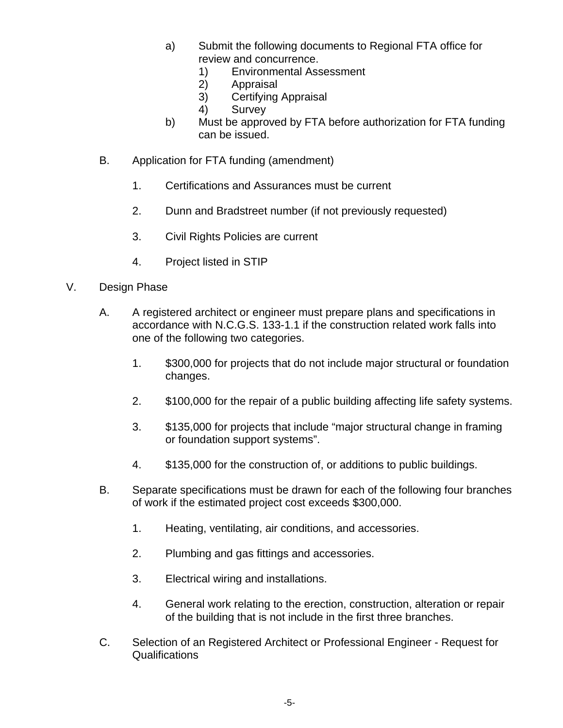a) Submit the following documents to Regional FTA office for review and concurrence.
   1) Environmental Assessment
   2) Appraisal
   3) Certifying Appraisal
   4) Survey

b) Must be approved by FTA before authorization for FTA funding can be issued.

B. Application for FTA funding (amendment)

1. Certifications and Assurances must be current

2. Dunn and Bradstreet number (if not previously requested)

3. Civil Rights Policies are current

4. Project listed in STIP

V. Design Phase

A. A registered architect or engineer must prepare plans and specifications in accordance with N.C.G.S. 133-1.1 if the construction related work falls into one of the following two categories.

1. $300,000 for projects that do not include major structural or foundation changes.

2. $100,000 for the repair of a public building affecting life safety systems.

3. $135,000 for projects that include "major structural change in framing or foundation support systems".

4. $135,000 for the construction of, or additions to public buildings.

B. Separate specifications must be drawn for each of the following four branches of work if the estimated project cost exceeds $300,000.

1. Heating, ventilating, air conditions, and accessories.

2. Plumbing and gas fittings and accessories.

3. Electrical wiring and installations.

4. General work relating to the erection, construction, alteration or repair of the building that is not include in the first three branches.

C. Selection of an Registered Architect or Professional Engineer - Request for Qualifications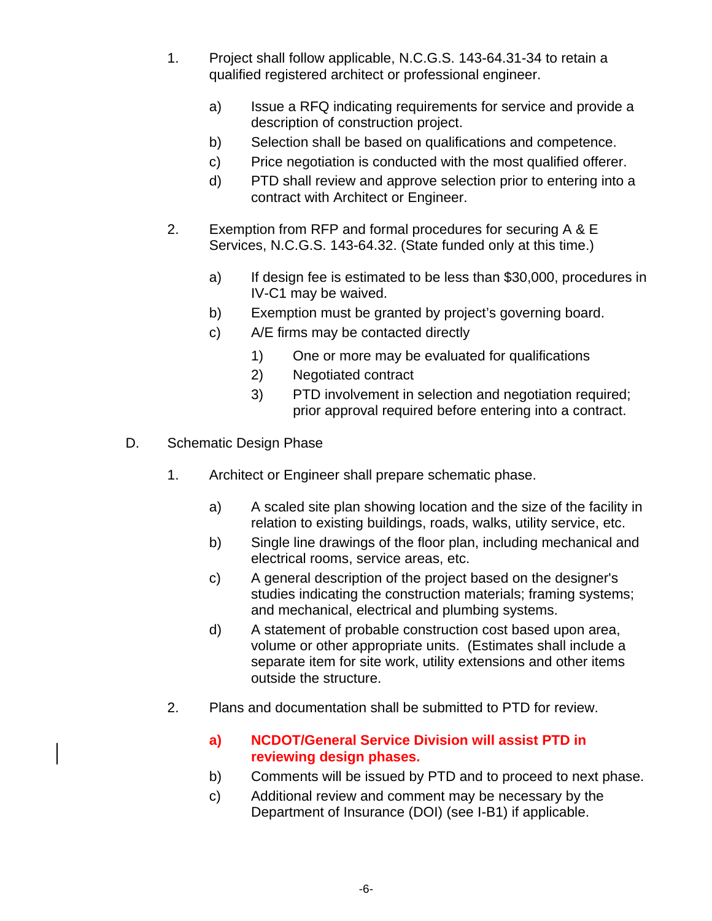1. Project shall follow applicable, N.C.G.S. 143-64.31-34 to retain a qualified registered architect or professional engineer.

    a) Issue a RFQ indicating requirements for service and provide a description of construction project.

    b) Selection shall be based on qualifications and competence.

    c) Price negotiation is conducted with the most qualified offerer.

    d) PTD shall review and approve selection prior to entering into a contract with Architect or Engineer.

2. Exemption from RFP and formal procedures for securing A & E Services, N.C.G.S. 143-64.32. (State funded only at this time.)

    a) If design fee is estimated to be less than $30,000, procedures in IV-C1 may be waived.

    b) Exemption must be granted by project's governing board.

    c) A/E firms may be contacted directly

        1) One or more may be evaluated for qualifications

        2) Negotiated contract

        3) PTD involvement in selection and negotiation required; prior approval required before entering into a contract.

D. Schematic Design Phase

1. Architect or Engineer shall prepare schematic phase.

    a) A scaled site plan showing location and the size of the facility in relation to existing buildings, roads, walks, utility service, etc.

    b) Single line drawings of the floor plan, including mechanical and electrical rooms, service areas, etc.

    c) A general description of the project based on the designer's studies indicating the construction materials; framing systems; and mechanical, electrical and plumbing systems.

    d) A statement of probable construction cost based upon area, volume or other appropriate units. (Estimates shall include a separate item for site work, utility extensions and other items outside the structure.

2. Plans and documentation shall be submitted to PTD for review.

    **a) NCDOT/General Service Division will assist PTD in reviewing design phases.**

    b) Comments will be issued by PTD and to proceed to next phase.

    c) Additional review and comment may be necessary by the Department of Insurance (DOI) (see I-B1) if applicable.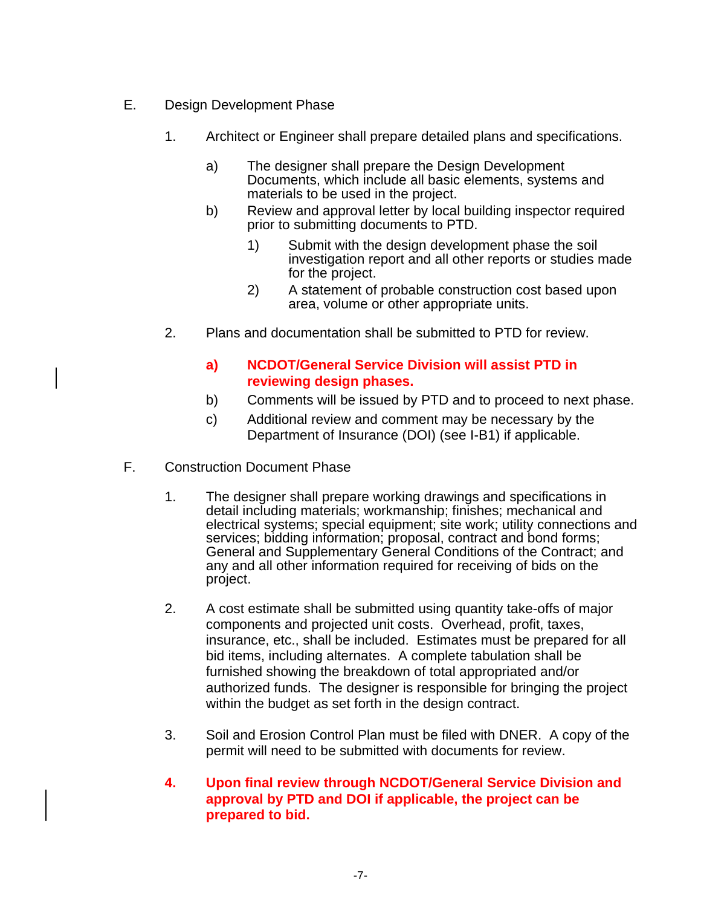E. Design Development Phase

1. Architect or Engineer shall prepare detailed plans and specifications.

   a) The designer shall prepare the Design Development Documents, which include all basic elements, systems and materials to be used in the project.

   b) Review and approval letter by local building inspector required prior to submitting documents to PTD.

      1) Submit with the design development phase the soil investigation report and all other reports or studies made for the project.

      2) A statement of probable construction cost based upon area, volume or other appropriate units.

2. Plans and documentation shall be submitted to PTD for review.

   **a) NCDOT/General Service Division will assist PTD in reviewing design phases.**

   b) Comments will be issued by PTD and to proceed to next phase.

   c) Additional review and comment may be necessary by the Department of Insurance (DOI) (see I-B1) if applicable.

F. Construction Document Phase

1. The designer shall prepare working drawings and specifications in detail including materials; workmanship; finishes; mechanical and electrical systems; special equipment; site work; utility connections and services; bidding information; proposal, contract and bond forms; General and Supplementary General Conditions of the Contract; and any and all other information required for receiving of bids on the project.

2. A cost estimate shall be submitted using quantity take-offs of major components and projected unit costs. Overhead, profit, taxes, insurance, etc., shall be included. Estimates must be prepared for all bid items, including alternates. A complete tabulation shall be furnished showing the breakdown of total appropriated and/or authorized funds. The designer is responsible for bringing the project within the budget as set forth in the design contract.

3. Soil and Erosion Control Plan must be filed with DNER. A copy of the permit will need to be submitted with documents for review.

**4. Upon final review through NCDOT/General Service Division and approval by PTD and DOI if applicable, the project can be prepared to bid.**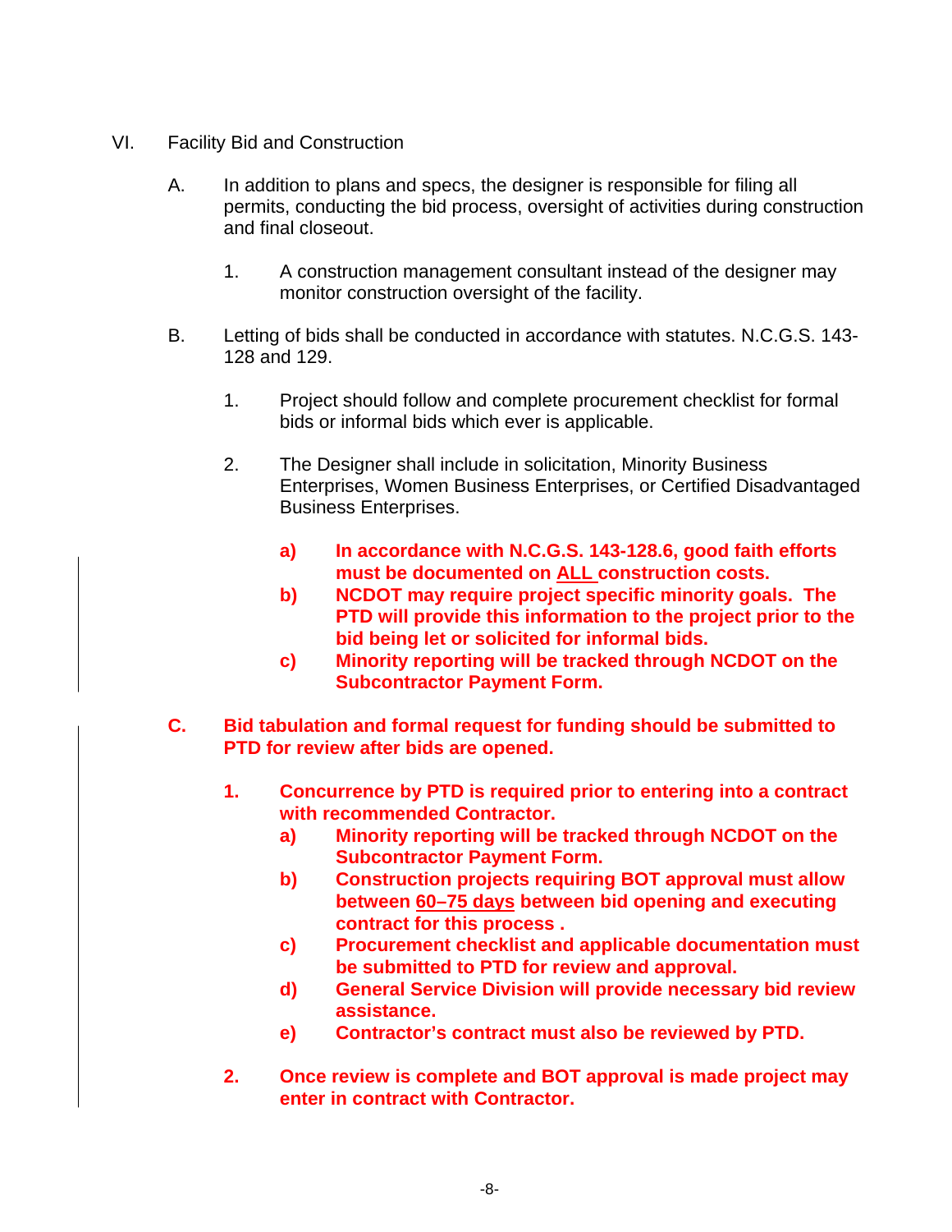VI. Facility Bid and Construction

A. In addition to plans and specs, the designer is responsible for filing all permits, conducting the bid process, oversight of activities during construction and final closeout.

   1. A construction management consultant instead of the designer may monitor construction oversight of the facility.

B. Letting of bids shall be conducted in accordance with statutes. N.C.G.S. 143-128 and 129.

   1. Project should follow and complete procurement checklist for formal bids or informal bids which ever is applicable.

   2. The Designer shall include in solicitation, Minority Business Enterprises, Women Business Enterprises, or Certified Disadvantaged Business Enterprises.

      **a) In accordance with N.C.G.S. 143-128.6, good faith efforts must be documented on <u>ALL</u> construction costs.**
      
      **b) NCDOT may require project specific minority goals. The PTD will provide this information to the project prior to the bid being let or solicited for informal bids.**
      
      **c) Minority reporting will be tracked through NCDOT on the Subcontractor Payment Form.**

**C. Bid tabulation and formal request for funding should be submitted to PTD for review after bids are opened.**

   **1. Concurrence by PTD is required prior to entering into a contract with recommended Contractor.**
   
      **a) Minority reporting will be tracked through NCDOT on the Subcontractor Payment Form.**
      
      **b) Construction projects requiring BOT approval must allow between <u>60–75 days</u> between bid opening and executing contract for this process .**
      
      **c) Procurement checklist and applicable documentation must be submitted to PTD for review and approval.**
      
      **d) General Service Division will provide necessary bid review assistance.**
      
      **e) Contractor's contract must also be reviewed by PTD.**

   **2. Once review is complete and BOT approval is made project may enter in contract with Contractor.**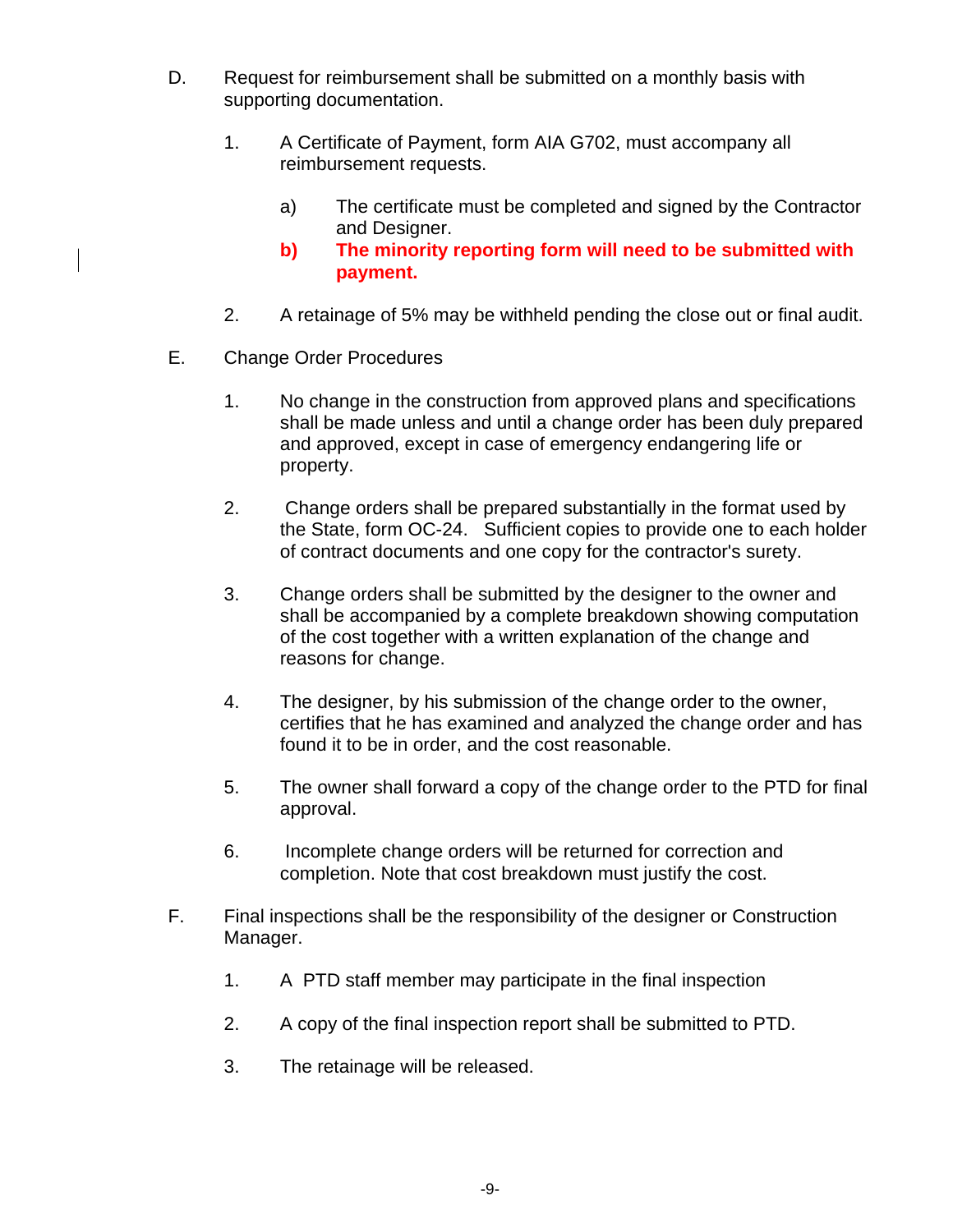D. Request for reimbursement shall be submitted on a monthly basis with supporting documentation.

   1. A Certificate of Payment, form AIA G702, must accompany all reimbursement requests.

      a) The certificate must be completed and signed by the Contractor and Designer.
      **b) The minority reporting form will need to be submitted with payment.**

   2. A retainage of 5% may be withheld pending the close out or final audit.

E. Change Order Procedures

   1. No change in the construction from approved plans and specifications shall be made unless and until a change order has been duly prepared and approved, except in case of emergency endangering life or property.

   2. Change orders shall be prepared substantially in the format used by the State, form OC-24. Sufficient copies to provide one to each holder of contract documents and one copy for the contractor's surety.

   3. Change orders shall be submitted by the designer to the owner and shall be accompanied by a complete breakdown showing computation of the cost together with a written explanation of the change and reasons for change.

   4. The designer, by his submission of the change order to the owner, certifies that he has examined and analyzed the change order and has found it to be in order, and the cost reasonable.

   5. The owner shall forward a copy of the change order to the PTD for final approval.

   6. Incomplete change orders will be returned for correction and completion. Note that cost breakdown must justify the cost.

F. Final inspections shall be the responsibility of the designer or Construction Manager.

   1. A PTD staff member may participate in the final inspection

   2. A copy of the final inspection report shall be submitted to PTD.

   3. The retainage will be released.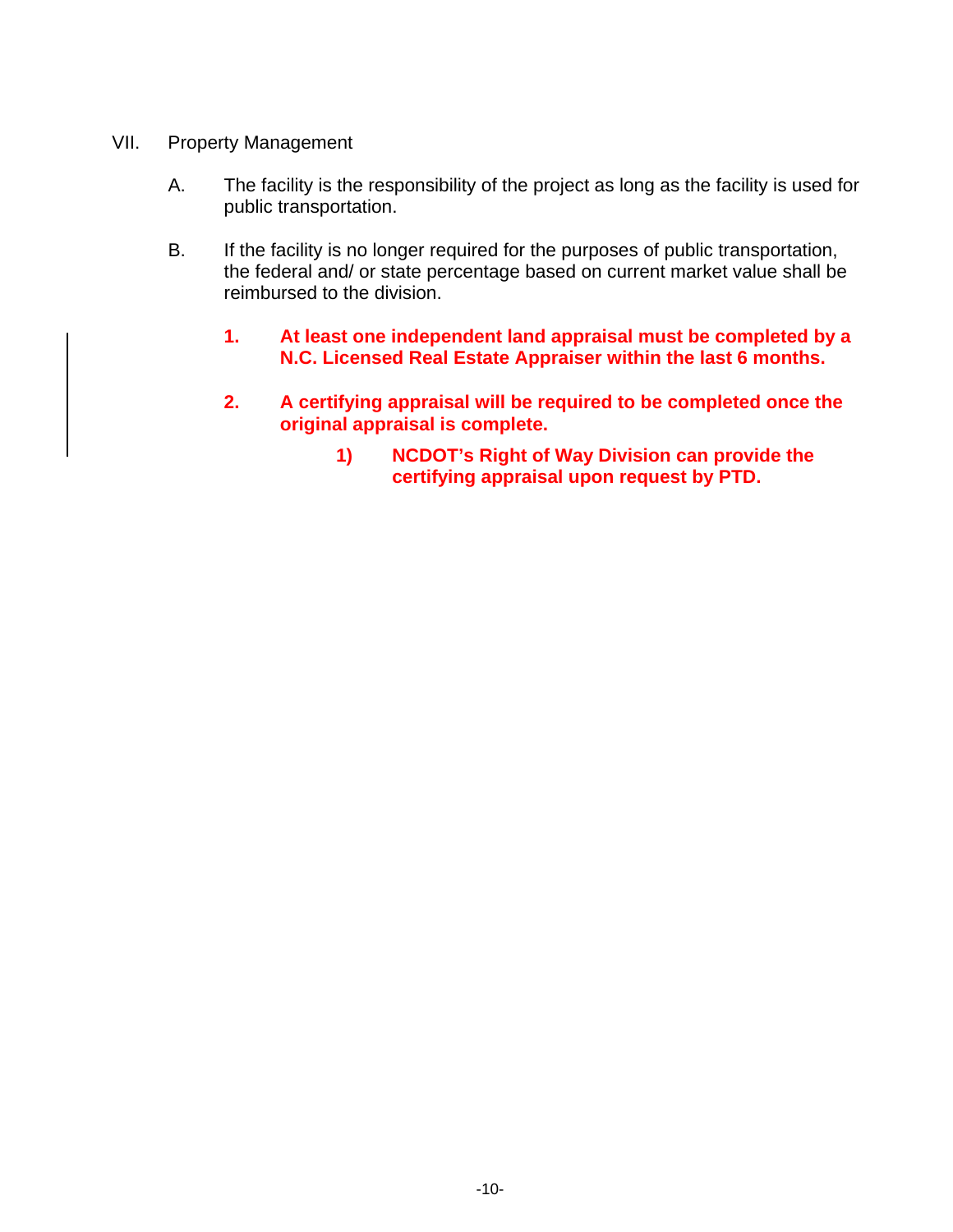VII. Property Management

A. The facility is the responsibility of the project as long as the facility is used for public transportation.

B. If the facility is no longer required for the purposes of public transportation, the federal and/ or state percentage based on current market value shall be reimbursed to the division.

1. **At least one independent land appraisal must be completed by a N.C. Licensed Real Estate Appraiser within the last 6 months.**

2. **A certifying appraisal will be required to be completed once the original appraisal is complete.**

    1) **NCDOT's Right of Way Division can provide the certifying appraisal upon request by PTD.**